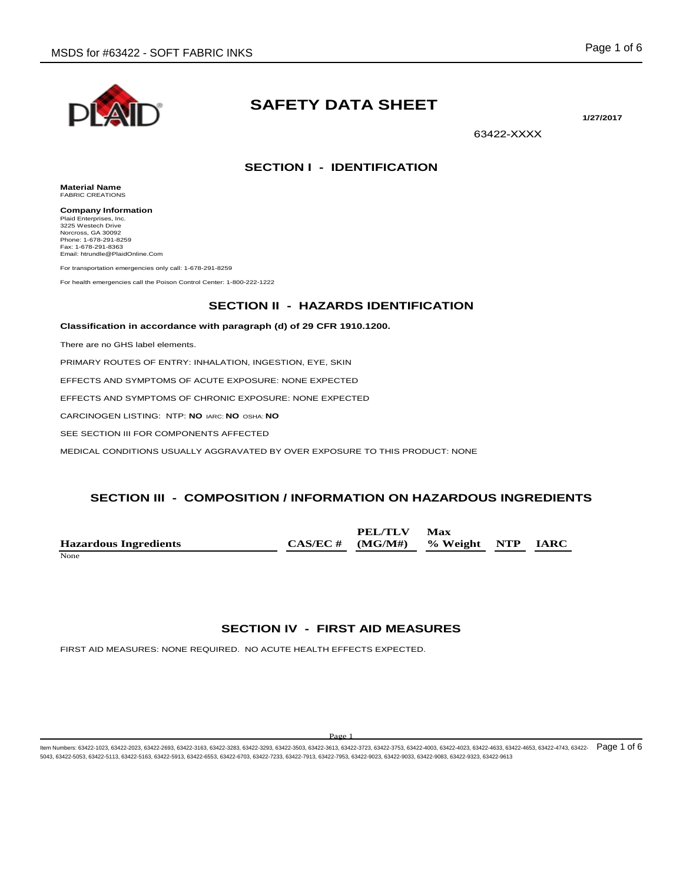# SAFETY DATA SHEET

**1/27/2017**

63422-XXXX

## SECTION I - IDENTIFICATION

**Material Name**
FABRIC CREATIONS

**Company Information**
Plaid Enterprises, Inc.
3225 Westech Drive
Norcross, GA 30092
Phone: 1-678-291-8259
Fax: 1-678-291-8363
Email: htrundle@PlaidOnline.Com

For transportation emergencies only call: 1-678-291-8259

For health emergencies call the Poison Control Center: 1-800-222-1222

## SECTION II - HAZARDS IDENTIFICATION

**Classification in accordance with paragraph (d) of 29 CFR 1910.1200.**

There are no GHS label elements.

PRIMARY ROUTES OF ENTRY: INHALATION, INGESTION, EYE, SKIN

EFFECTS AND SYMPTOMS OF ACUTE EXPOSURE: NONE EXPECTED

EFFECTS AND SYMPTOMS OF CHRONIC EXPOSURE: NONE EXPECTED

CARCINOGEN LISTING: NTP: **NO** IARC: **NO** OSHA: **NO**

SEE SECTION III FOR COMPONENTS AFFECTED

MEDICAL CONDITIONS USUALLY AGGRAVATED BY OVER EXPOSURE TO THIS PRODUCT: NONE

## SECTION III - COMPOSITION / INFORMATION ON HAZARDOUS INGREDIENTS

| Hazardous Ingredients | CAS/EC # | PEL/TLV (MG/M#) | Max % Weight | NTP | IARC |
|---|---|---|---|---|---|
| None | | | | | |

## SECTION IV - FIRST AID MEASURES

FIRST AID MEASURES: NONE REQUIRED. NO ACUTE HEALTH EFFECTS EXPECTED.

Item Numbers: 63422-1023, 63422-2023, 63422-2693, 63422-3163, 63422-3283, 63422-3293, 63422-3503, 63422-3613, 63422-3723, 63422-3753, 63422-4003, 63422-4023, 63422-4633, 63422-4653, 63422-4743, 63422-5043, 63422-5053, 63422-5113, 63422-5163, 63422-5913, 63422-6553, 63422-6703, 63422-7233, 63422-7913, 63422-7953, 63422-9023, 63422-9033, 63422-9083, 63422-9323, 63422-9613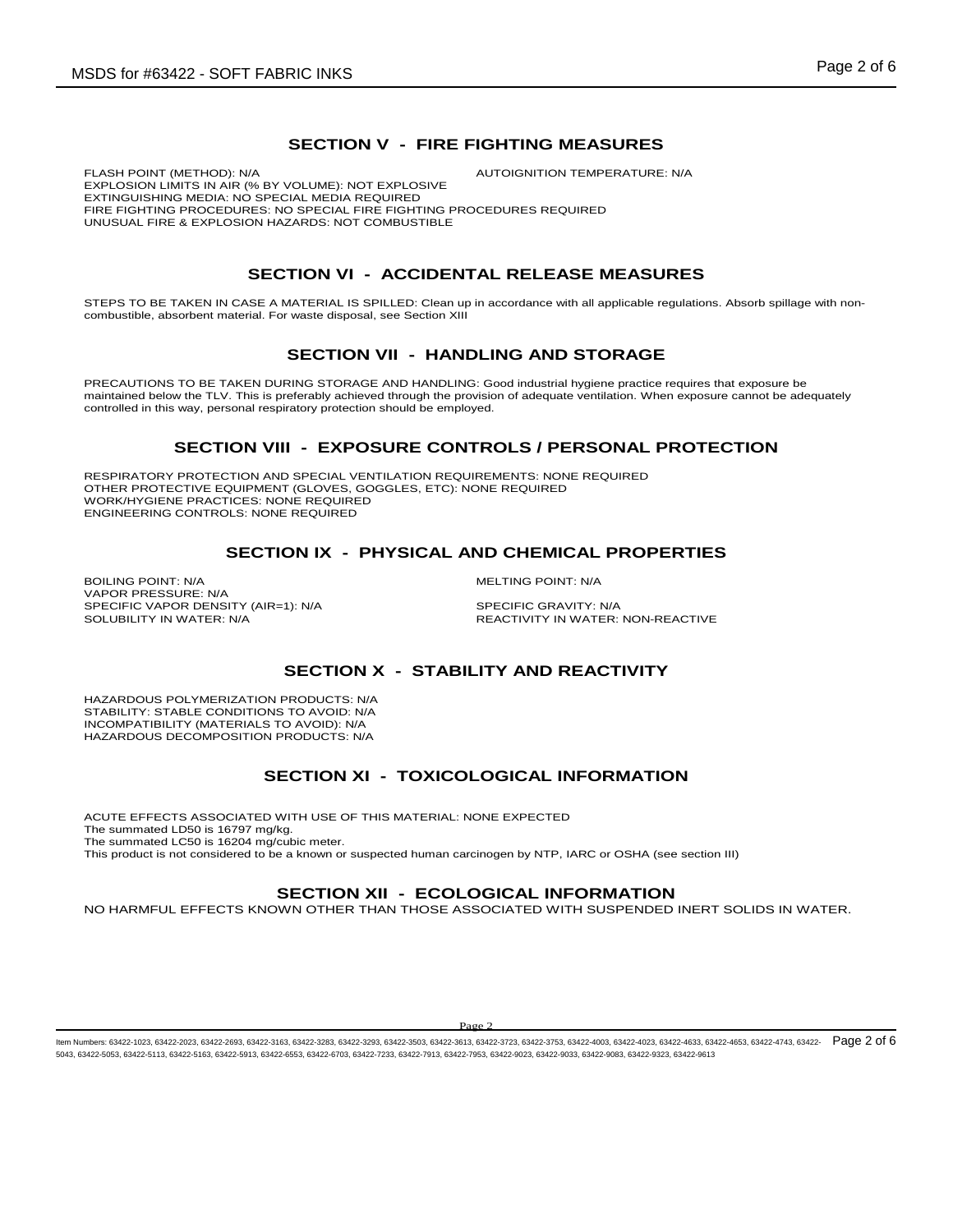## SECTION V - FIRE FIGHTING MEASURES

FLASH POINT (METHOD): N/A

AUTOIGNITION TEMPERATURE: N/A

EXPLOSION LIMITS IN AIR (% BY VOLUME): NOT EXPLOSIVE
EXTINGUISHING MEDIA: NO SPECIAL MEDIA REQUIRED
FIRE FIGHTING PROCEDURES: NO SPECIAL FIRE FIGHTING PROCEDURES REQUIRED
UNUSUAL FIRE & EXPLOSION HAZARDS: NOT COMBUSTIBLE

## SECTION VI - ACCIDENTAL RELEASE MEASURES

STEPS TO BE TAKEN IN CASE A MATERIAL IS SPILLED: Clean up in accordance with all applicable regulations. Absorb spillage with non-combustible, absorbent material. For waste disposal, see Section XIII

## SECTION VII - HANDLING AND STORAGE

PRECAUTIONS TO BE TAKEN DURING STORAGE AND HANDLING: Good industrial hygiene practice requires that exposure be maintained below the TLV. This is preferably achieved through the provision of adequate ventilation. When exposure cannot be adequately controlled in this way, personal respiratory protection should be employed.

## SECTION VIII - EXPOSURE CONTROLS / PERSONAL PROTECTION

RESPIRATORY PROTECTION AND SPECIAL VENTILATION REQUIREMENTS: NONE REQUIRED
OTHER PROTECTIVE EQUIPMENT (GLOVES, GOGGLES, ETC): NONE REQUIRED
WORK/HYGIENE PRACTICES: NONE REQUIRED
ENGINEERING CONTROLS: NONE REQUIRED

## SECTION IX - PHYSICAL AND CHEMICAL PROPERTIES

BOILING POINT: N/A
MELTING POINT: N/A
VAPOR PRESSURE: N/A
SPECIFIC VAPOR DENSITY (AIR=1): N/A
SPECIFIC GRAVITY: N/A
SOLUBILITY IN WATER: N/A
REACTIVITY IN WATER: NON-REACTIVE

## SECTION X - STABILITY AND REACTIVITY

HAZARDOUS POLYMERIZATION PRODUCTS: N/A
STABILITY: STABLE CONDITIONS TO AVOID: N/A
INCOMPATIBILITY (MATERIALS TO AVOID): N/A
HAZARDOUS DECOMPOSITION PRODUCTS: N/A

## SECTION XI - TOXICOLOGICAL INFORMATION

ACUTE EFFECTS ASSOCIATED WITH USE OF THIS MATERIAL: NONE EXPECTED
The summated LD50 is 16797 mg/kg.
The summated LC50 is 16204 mg/cubic meter.
This product is not considered to be a known or suspected human carcinogen by NTP, IARC or OSHA (see section III)

## SECTION XII - ECOLOGICAL INFORMATION

NO HARMFUL EFFECTS KNOWN OTHER THAN THOSE ASSOCIATED WITH SUSPENDED INERT SOLIDS IN WATER.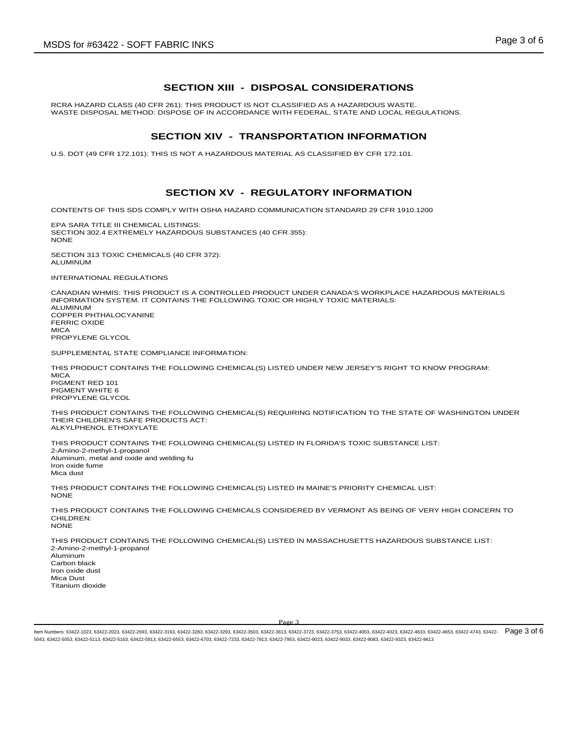## SECTION XIII - DISPOSAL CONSIDERATIONS

RCRA HAZARD CLASS (40 CFR 261): THIS PRODUCT IS NOT CLASSIFIED AS A HAZARDOUS WASTE.
WASTE DISPOSAL METHOD: DISPOSE OF IN ACCORDANCE WITH FEDERAL, STATE AND LOCAL REGULATIONS.

## SECTION XIV - TRANSPORTATION INFORMATION

U.S. DOT (49 CFR 172.101): THIS IS NOT A HAZARDOUS MATERIAL AS CLASSIFIED BY CFR 172.101.

## SECTION XV - REGULATORY INFORMATION

CONTENTS OF THIS SDS COMPLY WITH OSHA HAZARD COMMUNICATION STANDARD 29 CFR 1910.1200

EPA SARA TITLE III CHEMICAL LISTINGS:
SECTION 302.4 EXTREMELY HAZARDOUS SUBSTANCES (40 CFR 355):
NONE

SECTION 313 TOXIC CHEMICALS (40 CFR 372):
ALUMINUM

INTERNATIONAL REGULATIONS

CANADIAN WHMIS: THIS PRODUCT IS A CONTROLLED PRODUCT UNDER CANADA'S WORKPLACE HAZARDOUS MATERIALS INFORMATION SYSTEM. IT CONTAINS THE FOLLOWING TOXIC OR HIGHLY TOXIC MATERIALS:
ALUMINUM
COPPER PHTHALOCYANINE
FERRIC OXIDE
MICA
PROPYLENE GLYCOL

SUPPLEMENTAL STATE COMPLIANCE INFORMATION:

THIS PRODUCT CONTAINS THE FOLLOWING CHEMICAL(S) LISTED UNDER NEW JERSEY'S RIGHT TO KNOW PROGRAM:
MICA
PIGMENT RED 101
PIGMENT WHITE 6
PROPYLENE GLYCOL

THIS PRODUCT CONTAINS THE FOLLOWING CHEMICAL(S) REQUIRING NOTIFICATION TO THE STATE OF WASHINGTON UNDER THEIR CHILDREN'S SAFE PRODUCTS ACT:
ALKYLPHENOL ETHOXYLATE

THIS PRODUCT CONTAINS THE FOLLOWING CHEMICAL(S) LISTED IN FLORIDA'S TOXIC SUBSTANCE LIST:
2-Amino-2-methyl-1-propanol
Aluminum, metal and oxide and welding fu
Iron oxide fume
Mica dust

THIS PRODUCT CONTAINS THE FOLLOWING CHEMICAL(S) LISTED IN MAINE'S PRIORITY CHEMICAL LIST:
NONE

THIS PRODUCT CONTAINS THE FOLLOWING CHEMICALS CONSIDERED BY VERMONT AS BEING OF VERY HIGH CONCERN TO CHILDREN:
NONE

THIS PRODUCT CONTAINS THE FOLLOWING CHEMICAL(S) LISTED IN MASSACHUSETTS HAZARDOUS SUBSTANCE LIST:
2-Amino-2-methyl-1-propanol
Aluminum
Carbon black
Iron oxide dust
Mica Dust
Titanium dioxide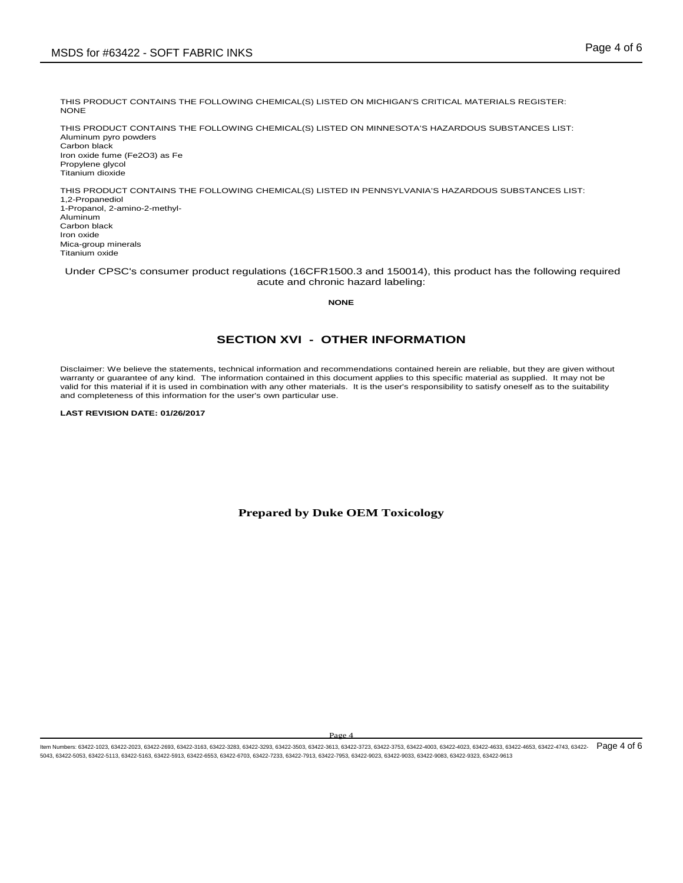THIS PRODUCT CONTAINS THE FOLLOWING CHEMICAL(S) LISTED ON MICHIGAN'S CRITICAL MATERIALS REGISTER:
NONE

THIS PRODUCT CONTAINS THE FOLLOWING CHEMICAL(S) LISTED ON MINNESOTA'S HAZARDOUS SUBSTANCES LIST:
Aluminum pyro powders
Carbon black
Iron oxide fume ($Fe_2O_3$) as Fe
Propylene glycol
Titanium dioxide

THIS PRODUCT CONTAINS THE FOLLOWING CHEMICAL(S) LISTED IN PENNSYLVANIA'S HAZARDOUS SUBSTANCES LIST:
1,2-Propanediol
1-Propanol, 2-amino-2-methyl-
Aluminum
Carbon black
Iron oxide
Mica-group minerals
Titanium oxide

Under CPSC's consumer product regulations (16CFR1500.3 and 150014), this product has the following required acute and chronic hazard labeling:

**NONE**

## SECTION XVI - OTHER INFORMATION

Disclaimer: We believe the statements, technical information and recommendations contained herein are reliable, but they are given without warranty or guarantee of any kind. The information contained in this document applies to this specific material as supplied. It may not be valid for this material if it is used in combination with any other materials. It is the user's responsibility to satisfy oneself as to the suitability and completeness of this information for the user's own particular use.

**LAST REVISION DATE: 01/26/2017**

**Prepared by Duke OEM Toxicology**

Item Numbers: 63422-1023, 63422-2023, 63422-2693, 63422-3163, 63422-3283, 63422-3293, 63422-3503, 63422-3613, 63422-3723, 63422-3753, 63422-4003, 63422-4023, 63422-4633, 63422-4653, 63422-4743, 63422-5043, 63422-5053, 63422-5113, 63422-5163, 63422-5913, 63422-6553, 63422-6703, 63422-7233, 63422-7913, 63422-7953, 63422-9023, 63422-9033, 63422-9083, 63422-9323, 63422-9613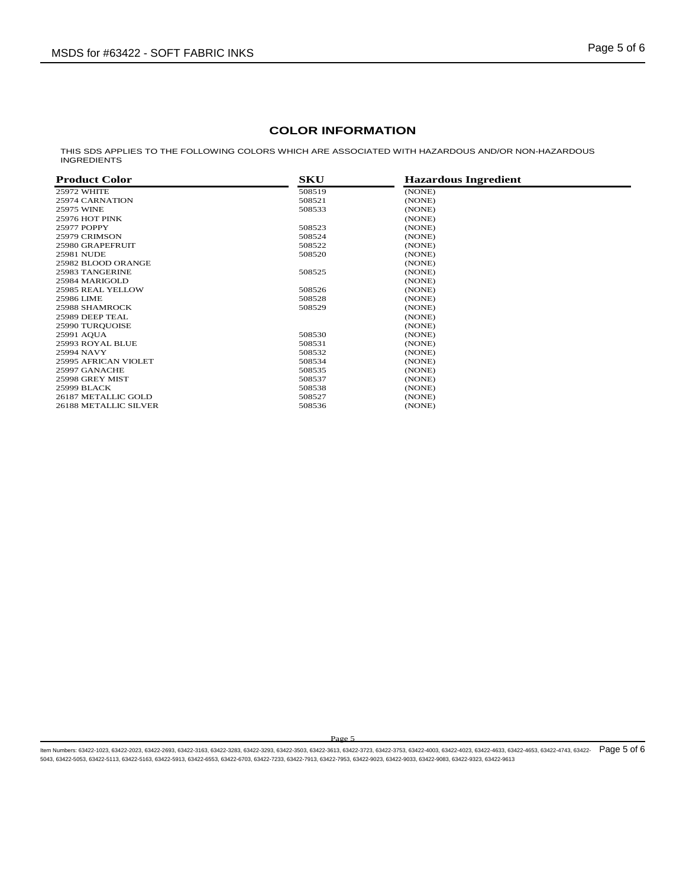## COLOR INFORMATION

THIS SDS APPLIES TO THE FOLLOWING COLORS WHICH ARE ASSOCIATED WITH HAZARDOUS AND/OR NON-HAZARDOUS INGREDIENTS

| Product Color | SKU | Hazardous Ingredient |
|---|---|---|
| 25972 WHITE | 508519 | (NONE) |
| 25974 CARNATION | 508521 | (NONE) |
| 25975 WINE | 508533 | (NONE) |
| 25976 HOT PINK | | (NONE) |
| 25977 POPPY | 508523 | (NONE) |
| 25979 CRIMSON | 508524 | (NONE) |
| 25980 GRAPEFRUIT | 508522 | (NONE) |
| 25981 NUDE | 508520 | (NONE) |
| 25982 BLOOD ORANGE | | (NONE) |
| 25983 TANGERINE | 508525 | (NONE) |
| 25984 MARIGOLD | | (NONE) |
| 25985 REAL YELLOW | 508526 | (NONE) |
| 25986 LIME | 508528 | (NONE) |
| 25988 SHAMROCK | 508529 | (NONE) |
| 25989 DEEP TEAL | | (NONE) |
| 25990 TURQUOISE | | (NONE) |
| 25991 AQUA | 508530 | (NONE) |
| 25993 ROYAL BLUE | 508531 | (NONE) |
| 25994 NAVY | 508532 | (NONE) |
| 25995 AFRICAN VIOLET | 508534 | (NONE) |
| 25997 GANACHE | 508535 | (NONE) |
| 25998 GREY MIST | 508537 | (NONE) |
| 25999 BLACK | 508538 | (NONE) |
| 26187 METALLIC GOLD | 508527 | (NONE) |
| 26188 METALLIC SILVER | 508536 | (NONE) |

Item Numbers: 63422-1023, 63422-2023, 63422-2693, 63422-3163, 63422-3283, 63422-3293, 63422-3503, 63422-3613, 63422-3723, 63422-3753, 63422-4003, 63422-4023, 63422-4633, 63422-4653, 63422-4743, 63422-5043, 63422-5053, 63422-5113, 63422-5163, 63422-5913, 63422-6553, 63422-6703, 63422-7233, 63422-7913, 63422-7953, 63422-9023, 63422-9033, 63422-9083, 63422-9323, 63422-9613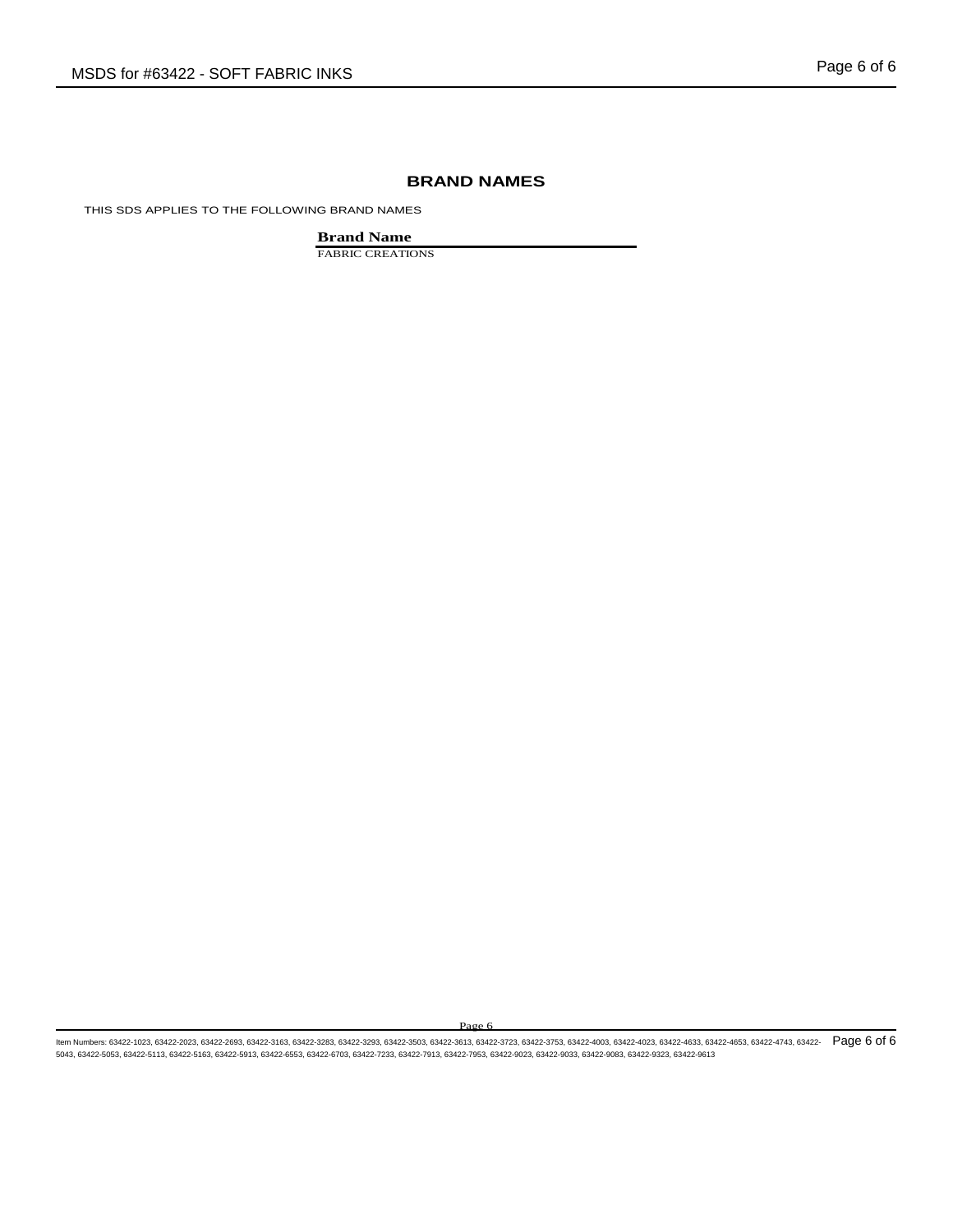## BRAND NAMES

THIS SDS APPLIES TO THE FOLLOWING BRAND NAMES

| Brand Name |
| --- |
| FABRIC CREATIONS |

Item Numbers: 63422-1023, 63422-2023, 63422-2693, 63422-3163, 63422-3283, 63422-3293, 63422-3503, 63422-3613, 63422-3723, 63422-3753, 63422-4003, 63422-4023, 63422-4633, 63422-4653, 63422-4743, 63422-5043, 63422-5053, 63422-5113, 63422-5163, 63422-5913, 63422-6553, 63422-6703, 63422-7233, 63422-7913, 63422-7953, 63422-9023, 63422-9033, 63422-9083, 63422-9323, 63422-9613